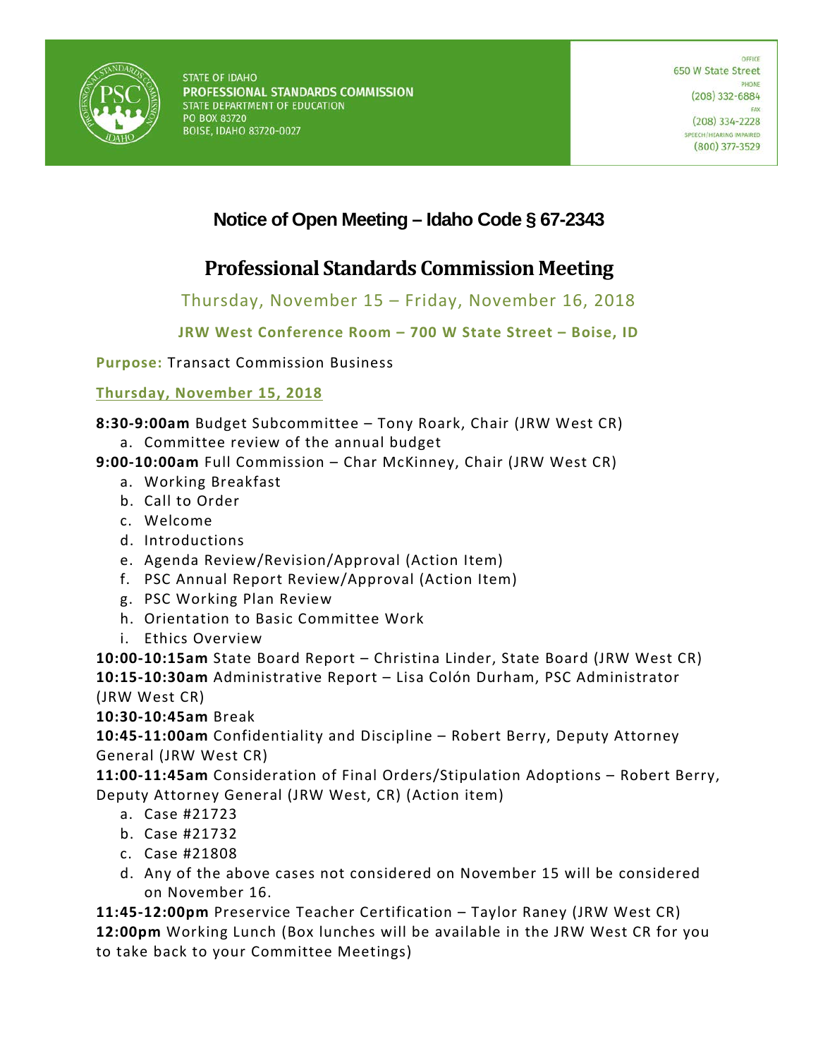STATE OF IDAHO
**PROFESSIONAL STANDARDS COMMISSION**
STATE DEPARTMENT OF EDUCATION
PO BOX 83720
BOISE, IDAHO 83720-0027

OFFICE
650 W State Street
PHONE
(208) 332-6884
FAX
(208) 334-2228
SPEECH/HEARING IMPAIRED
(800) 377-3529

# Notice of Open Meeting – Idaho Code § 67-2343

# Professional Standards Commission Meeting

Thursday, November 15 – Friday, November 16, 2018

**JRW West Conference Room – 700 W State Street – Boise, ID**

**Purpose:** Transact Commission Business

## Thursday, November 15, 2018

**8:30-9:00am** Budget Subcommittee – Tony Roark, Chair (JRW West CR)

a. Committee review of the annual budget

**9:00-10:00am** Full Commission – Char McKinney, Chair (JRW West CR)

a. Working Breakfast
b. Call to Order
c. Welcome
d. Introductions
e. Agenda Review/Revision/Approval (Action Item)
f. PSC Annual Report Review/Approval (Action Item)
g. PSC Working Plan Review
h. Orientation to Basic Committee Work
i. Ethics Overview

**10:00-10:15am** State Board Report – Christina Linder, State Board (JRW West CR)

**10:15-10:30am** Administrative Report – Lisa Colón Durham, PSC Administrator (JRW West CR)

**10:30-10:45am** Break

**10:45-11:00am** Confidentiality and Discipline – Robert Berry, Deputy Attorney General (JRW West CR)

**11:00-11:45am** Consideration of Final Orders/Stipulation Adoptions – Robert Berry, Deputy Attorney General (JRW West, CR) (Action item)

a. Case #21723
b. Case #21732
c. Case #21808
d. Any of the above cases not considered on November 15 will be considered on November 16.

**11:45-12:00pm** Preservice Teacher Certification – Taylor Raney (JRW West CR)

**12:00pm** Working Lunch (Box lunches will be available in the JRW West CR for you to take back to your Committee Meetings)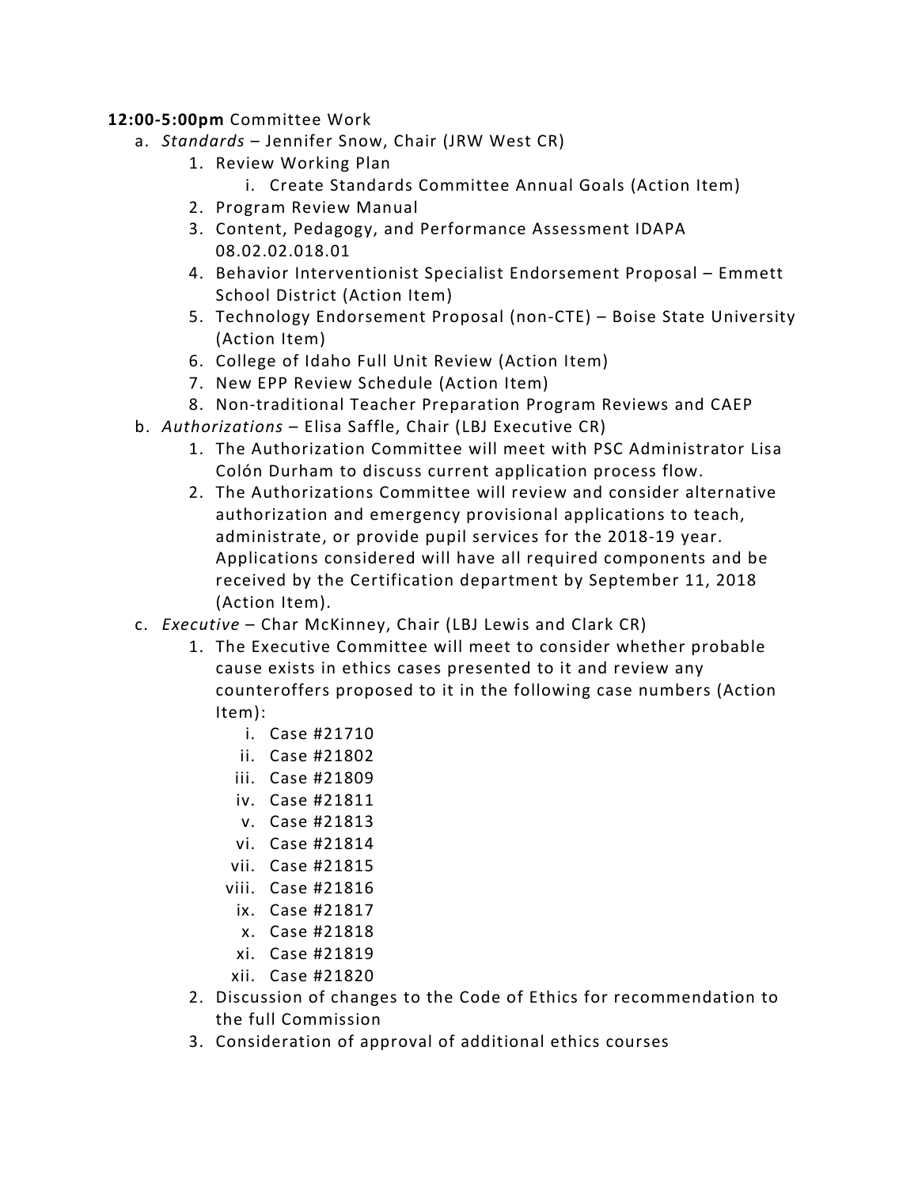**12:00-5:00pm** Committee Work

a. *Standards* – Jennifer Snow, Chair (JRW West CR)
    1. Review Working Plan
        i. Create Standards Committee Annual Goals (Action Item)
    2. Program Review Manual
    3. Content, Pedagogy, and Performance Assessment IDAPA 08.02.02.018.01
    4. Behavior Interventionist Specialist Endorsement Proposal – Emmett School District (Action Item)
    5. Technology Endorsement Proposal (non-CTE) – Boise State University (Action Item)
    6. College of Idaho Full Unit Review (Action Item)
    7. New EPP Review Schedule (Action Item)
    8. Non-traditional Teacher Preparation Program Reviews and CAEP

b. *Authorizations* – Elisa Saffle, Chair (LBJ Executive CR)
    1. The Authorization Committee will meet with PSC Administrator Lisa Colón Durham to discuss current application process flow.
    2. The Authorizations Committee will review and consider alternative authorization and emergency provisional applications to teach, administrate, or provide pupil services for the 2018-19 year. Applications considered will have all required components and be received by the Certification department by September 11, 2018 (Action Item).

c. *Executive* – Char McKinney, Chair (LBJ Lewis and Clark CR)
    1. The Executive Committee will meet to consider whether probable cause exists in ethics cases presented to it and review any counteroffers proposed to it in the following case numbers (Action Item):
        i. Case #21710
        ii. Case #21802
        iii. Case #21809
        iv. Case #21811
        v. Case #21813
        vi. Case #21814
        vii. Case #21815
        viii. Case #21816
        ix. Case #21817
        x. Case #21818
        xi. Case #21819
        xii. Case #21820
    2. Discussion of changes to the Code of Ethics for recommendation to the full Commission
    3. Consideration of approval of additional ethics courses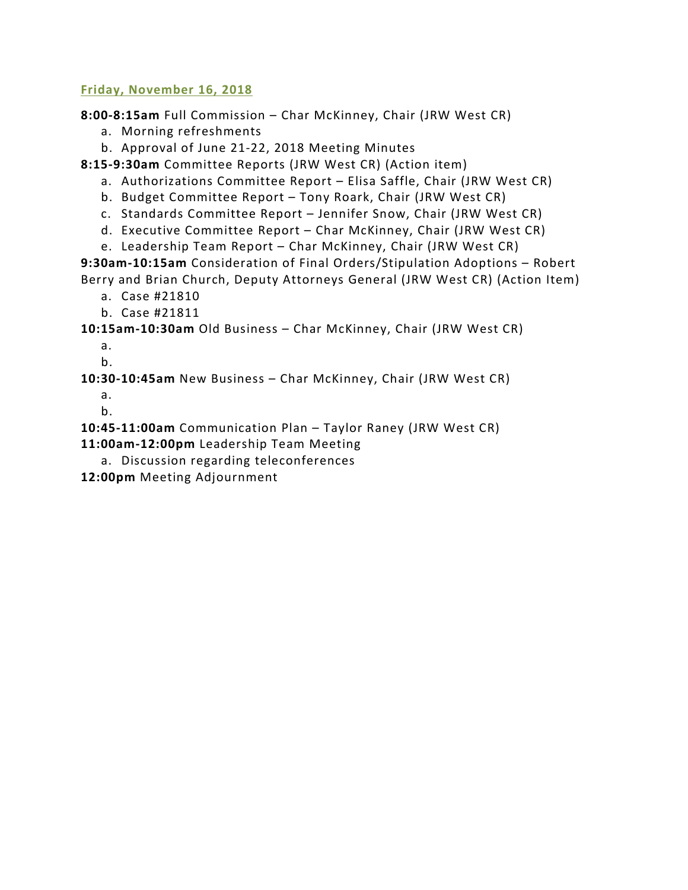## Friday, November 16, 2018

**8:00-8:15am** Full Commission – Char McKinney, Chair (JRW West CR)

a. Morning refreshments
b. Approval of June 21-22, 2018 Meeting Minutes

**8:15-9:30am** Committee Reports (JRW West CR) (Action item)

a. Authorizations Committee Report – Elisa Saffle, Chair (JRW West CR)
b. Budget Committee Report – Tony Roark, Chair (JRW West CR)
c. Standards Committee Report – Jennifer Snow, Chair (JRW West CR)
d. Executive Committee Report – Char McKinney, Chair (JRW West CR)
e. Leadership Team Report – Char McKinney, Chair (JRW West CR)

**9:30am-10:15am** Consideration of Final Orders/Stipulation Adoptions – Robert Berry and Brian Church, Deputy Attorneys General (JRW West CR) (Action Item)

a. Case #21810
b. Case #21811

**10:15am-10:30am** Old Business – Char McKinney, Chair (JRW West CR)

a.
b.

**10:30-10:45am** New Business – Char McKinney, Chair (JRW West CR)

a.
b.

**10:45-11:00am** Communication Plan – Taylor Raney (JRW West CR)

**11:00am-12:00pm** Leadership Team Meeting

a. Discussion regarding teleconferences

**12:00pm** Meeting Adjournment